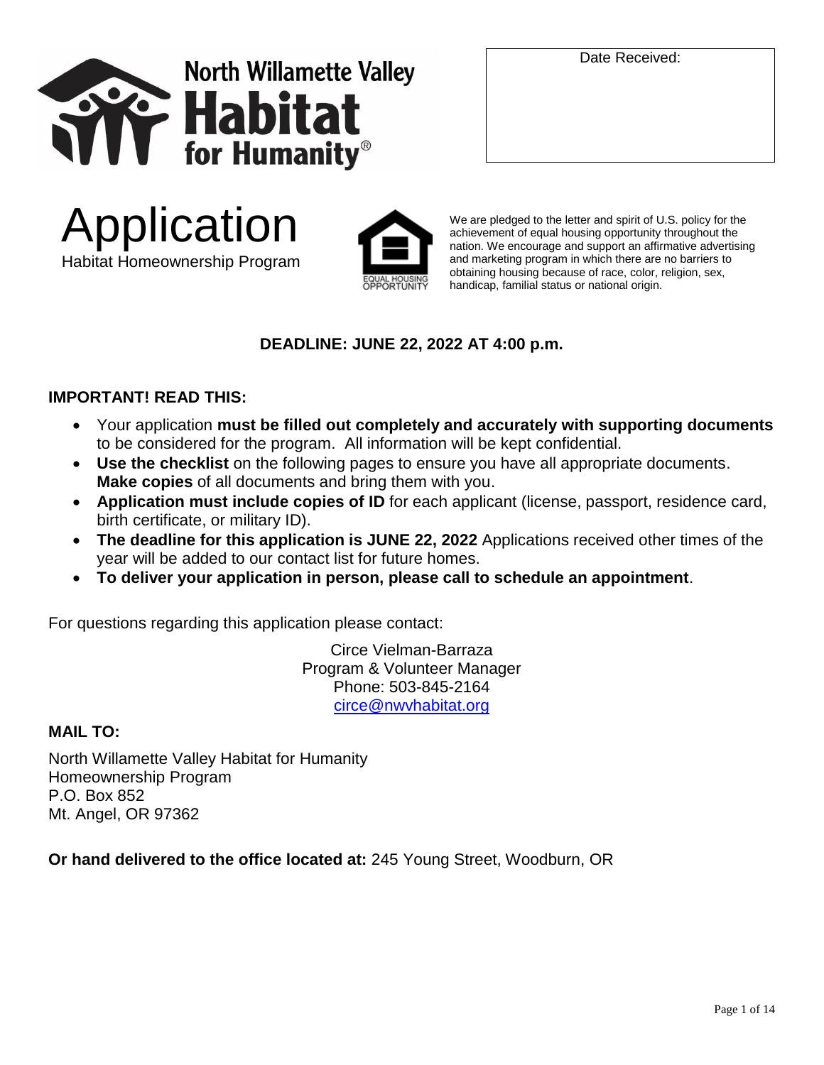North Willamette Valley Habitat for Humanity®

Date Received:

# Application

Habitat Homeownership Program

EQUAL HOUSING OPPORTUNITY

We are pledged to the letter and spirit of U.S. policy for the achievement of equal housing opportunity throughout the nation. We encourage and support an affirmative advertising and marketing program in which there are no barriers to obtaining housing because of race, color, religion, sex, handicap, familial status or national origin.

**DEADLINE: JUNE 22, 2022 AT 4:00 p.m.**

**IMPORTANT! READ THIS:**

- Your application **must be filled out completely and accurately with supporting documents** to be considered for the program. All information will be kept confidential.
- **Use the checklist** on the following pages to ensure you have all appropriate documents. **Make copies** of all documents and bring them with you.
- **Application must include copies of ID** for each applicant (license, passport, residence card, birth certificate, or military ID).
- **The deadline for this application is JUNE 22, 2022** Applications received other times of the year will be added to our contact list for future homes.
- **To deliver your application in person, please call to schedule an appointment**.

For questions regarding this application please contact:

Circe Vielman-Barraza
Program & Volunteer Manager
Phone: 503-845-2164
circe@nwvhabitat.org

**MAIL TO:**

North Willamette Valley Habitat for Humanity
Homeownership Program
P.O. Box 852
Mt. Angel, OR 97362

**Or hand delivered to the office located at:** 245 Young Street, Woodburn, OR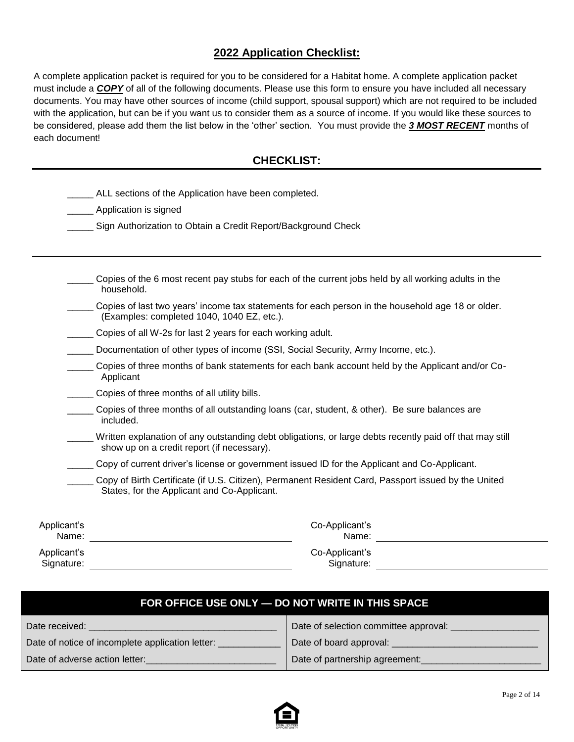## 2022 Application Checklist:

A complete application packet is required for you to be considered for a Habitat home. A complete application packet must include a ***COPY*** of all of the following documents. Please use this form to ensure you have included all necessary documents. You may have other sources of income (child support, spousal support) which are not required to be included with the application, but can be if you want us to consider them as a source of income. If you would like these sources to be considered, please add them the list below in the 'other' section. You must provide the ***3 MOST RECENT*** months of each document!

## CHECKLIST:

_____ ALL sections of the Application have been completed.

_____ Application is signed

_____ Sign Authorization to Obtain a Credit Report/Background Check

---

_____ Copies of the 6 most recent pay stubs for each of the current jobs held by all working adults in the household.

_____ Copies of last two years' income tax statements for each person in the household age 18 or older. (Examples: completed 1040, 1040 EZ, etc.).

_____ Copies of all W-2s for last 2 years for each working adult.

_____ Documentation of other types of income (SSI, Social Security, Army Income, etc.).

_____ Copies of three months of bank statements for each bank account held by the Applicant and/or Co-Applicant

_____ Copies of three months of all utility bills.

_____ Copies of three months of all outstanding loans (car, student, & other). Be sure balances are included.

_____ Written explanation of any outstanding debt obligations, or large debts recently paid off that may still show up on a credit report (if necessary).

_____ Copy of current driver's license or government issued ID for the Applicant and Co-Applicant.

_____ Copy of Birth Certificate (if U.S. Citizen), Permanent Resident Card, Passport issued by the United States, for the Applicant and Co-Applicant.

Applicant's Name: ______________________ Co-Applicant's Name: ______________________

Applicant's Signature: ______________________ Co-Applicant's Signature: ______________________

| FOR OFFICE USE ONLY — DO NOT WRITE IN THIS SPACE | |
|---|---|
| Date received: ____________________ | Date of selection committee approval: ____________ |
| Date of notice of incomplete application letter: ____________ | Date of board approval: ____________________ |
| Date of adverse action letter: ____________________ | Date of partnership agreement: ____________________ |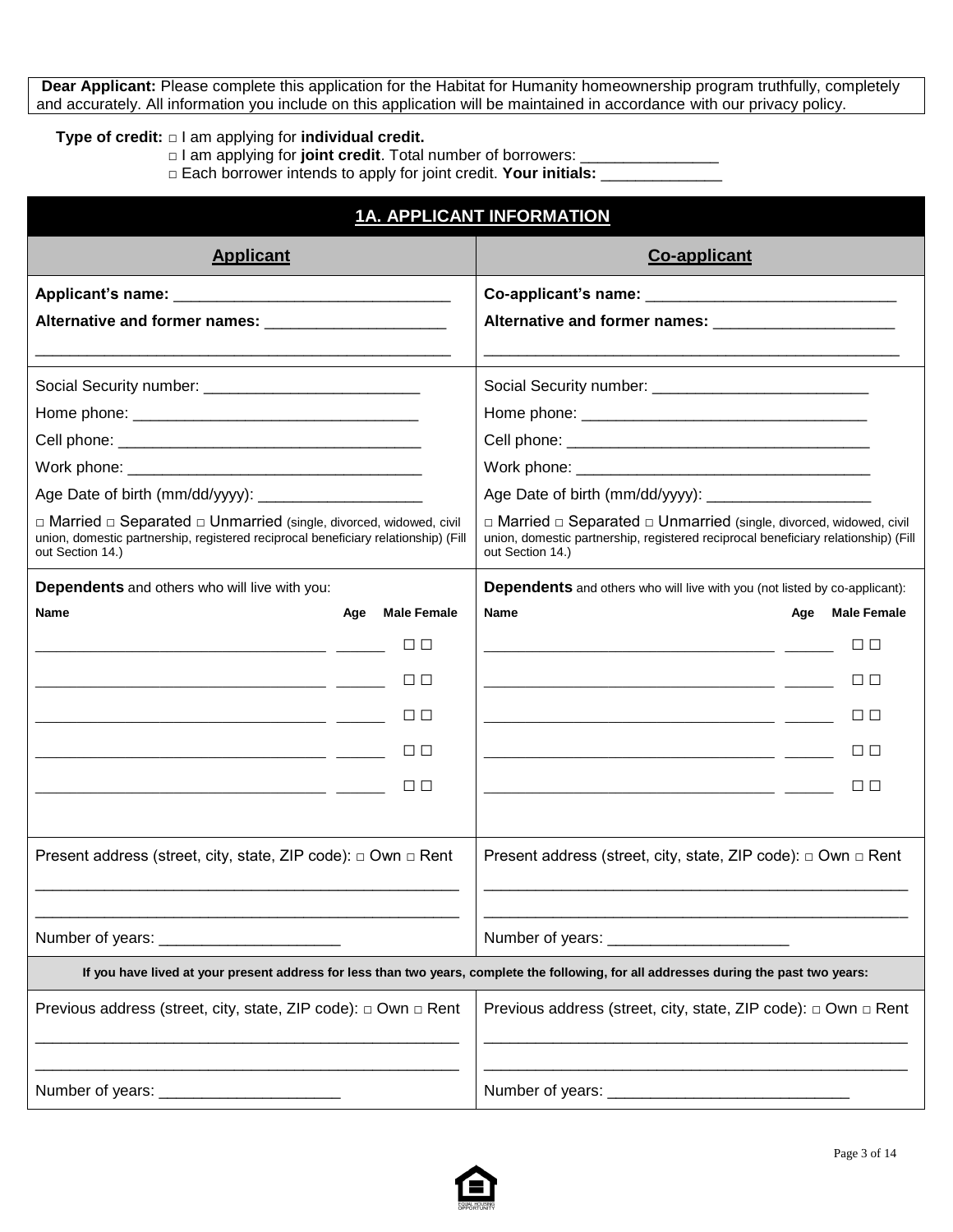**Dear Applicant:** Please complete this application for the Habitat for Humanity homeownership program truthfully, completely and accurately. All information you include on this application will be maintained in accordance with our privacy policy.

**Type of credit:** □ I am applying for **individual credit.**
□ I am applying for **joint credit**. Total number of borrowers: ________________
□ Each borrower intends to apply for joint credit. **Your initials:** ______________

## 1A. APPLICANT INFORMATION

| **Applicant** | **Co-applicant** |
|---|---|
| **Applicant's name:** ________________________________ | **Co-applicant's name:** _____________________________ |
| **Alternative and former names:** _____________________ | **Alternative and former names:** _____________________ |
| Social Security number: _________________________ | Social Security number: _________________________ |
| Home phone: _________________________________ | Home phone: _________________________________ |
| Cell phone: __________________________________ | Cell phone: __________________________________ |
| Work phone: _________________________________ | Work phone: _________________________________ |
| Age Date of birth (mm/dd/yyyy): ___________________ | Age Date of birth (mm/dd/yyyy): ___________________ |
| □ Married □ Separated □ Unmarried (single, divorced, widowed, civil union, domestic partnership, registered reciprocal beneficiary relationship) (Fill out Section 14.) | □ Married □ Separated □ Unmarried (single, divorced, widowed, civil union, domestic partnership, registered reciprocal beneficiary relationship) (Fill out Section 14.) |

**Dependents** and others who will live with you:

| Name | Age | Male | Female |
|---|---|---|---|
| ___________________________________ | ______ | □ | □ |
| ___________________________________ | ______ | □ | □ |
| ___________________________________ | ______ | □ | □ |
| ___________________________________ | ______ | □ | □ |
| ___________________________________ | ______ | □ | □ |

**Dependents** and others who will live with you (not listed by co-applicant):

| Name | Age | Male | Female |
|---|---|---|---|
| ___________________________________ | ______ | □ | □ |
| ___________________________________ | ______ | □ | □ |
| ___________________________________ | ______ | □ | □ |
| ___________________________________ | ______ | □ | □ |
| ___________________________________ | ______ | □ | □ |

| Applicant | Co-applicant |
|---|---|
| Present address (street, city, state, ZIP code): □ Own □ Rent<br>__________________________________________________<br>__________________________________________________ | Present address (street, city, state, ZIP code): □ Own □ Rent<br>__________________________________________________<br>__________________________________________________ |
| Number of years: _____________________ | Number of years: _____________________ |

**If you have lived at your present address for less than two years, complete the following, for all addresses during the past two years:**

| Applicant | Co-applicant |
|---|---|
| Previous address (street, city, state, ZIP code): □ Own □ Rent<br>__________________________________________________<br>__________________________________________________ | Previous address (street, city, state, ZIP code): □ Own □ Rent<br>__________________________________________________<br>__________________________________________________ |
| Number of years: _____________________ | Number of years: ____________________________ |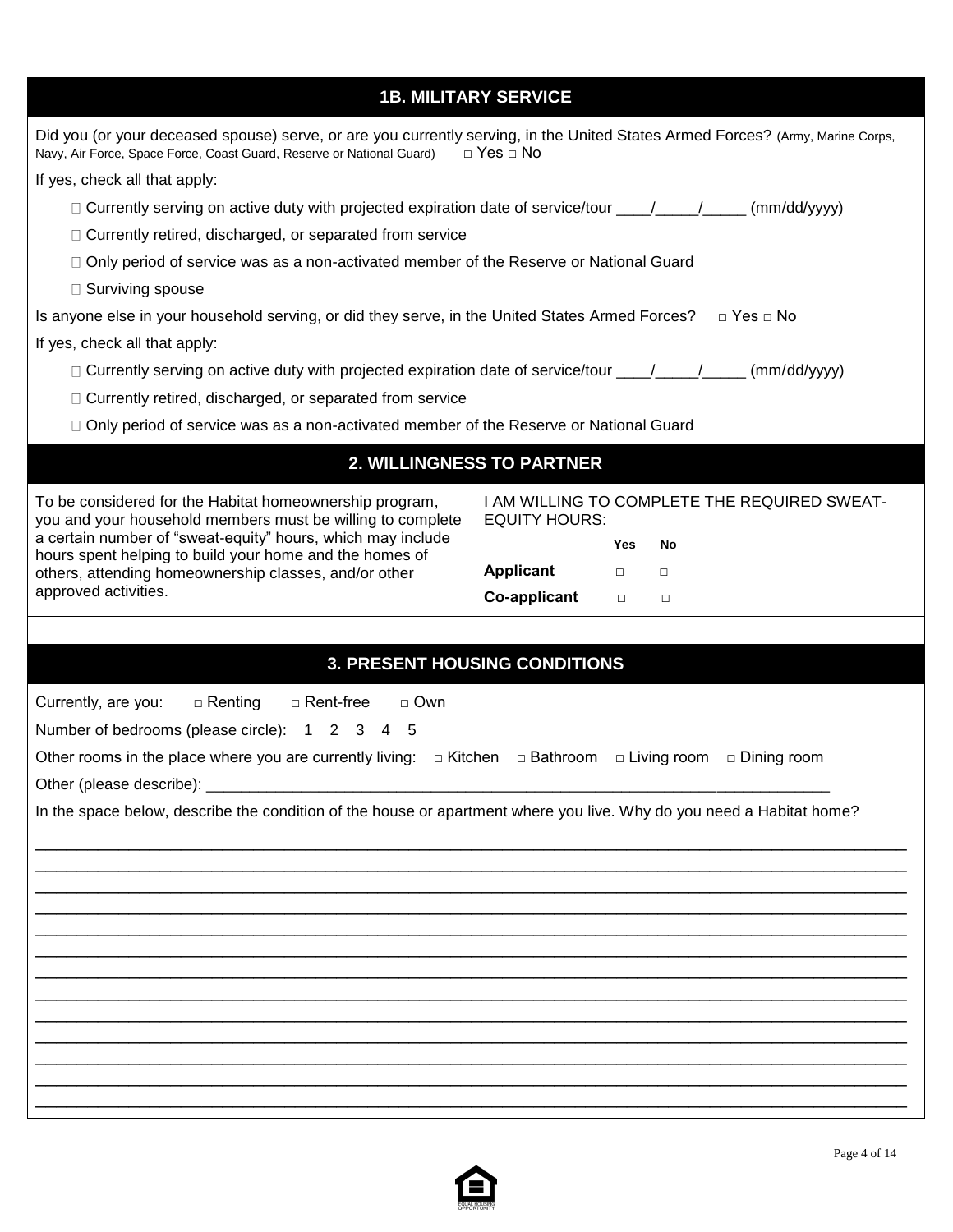## 1B. MILITARY SERVICE

Did you (or your deceased spouse) serve, or are you currently serving, in the United States Armed Forces? (Army, Marine Corps, Navy, Air Force, Space Force, Coast Guard, Reserve or National Guard) □ Yes □ No

If yes, check all that apply:

- □ Currently serving on active duty with projected expiration date of service/tour ____/_____/_____ (mm/dd/yyyy)
- □ Currently retired, discharged, or separated from service
- □ Only period of service was as a non-activated member of the Reserve or National Guard
- □ Surviving spouse

Is anyone else in your household serving, or did they serve, in the United States Armed Forces? □ Yes □ No

If yes, check all that apply:

- □ Currently serving on active duty with projected expiration date of service/tour ____/_____/_____ (mm/dd/yyyy)
- □ Currently retired, discharged, or separated from service
- □ Only period of service was as a non-activated member of the Reserve or National Guard

## 2. WILLINGNESS TO PARTNER

To be considered for the Habitat homeownership program, you and your household members must be willing to complete a certain number of "sweat-equity" hours, which may include hours spent helping to build your home and the homes of others, attending homeownership classes, and/or other approved activities.

I AM WILLING TO COMPLETE THE REQUIRED SWEAT-EQUITY HOURS:

| | Yes | No |
|---|---|---|
| **Applicant** | □ | □ |
| **Co-applicant** | □ | □ |

## 3. PRESENT HOUSING CONDITIONS

Currently, are you: □ Renting □ Rent-free □ Own

Number of bedrooms (please circle): 1 2 3 4 5

Other rooms in the place where you are currently living: □ Kitchen □ Bathroom □ Living room □ Dining room

Other (please describe): ______________________________________________________________________

In the space below, describe the condition of the house or apartment where you live. Why do you need a Habitat home?

________________________________________________________________________________________
________________________________________________________________________________________
________________________________________________________________________________________
________________________________________________________________________________________
________________________________________________________________________________________
________________________________________________________________________________________
________________________________________________________________________________________
________________________________________________________________________________________
________________________________________________________________________________________
________________________________________________________________________________________
________________________________________________________________________________________
________________________________________________________________________________________
________________________________________________________________________________________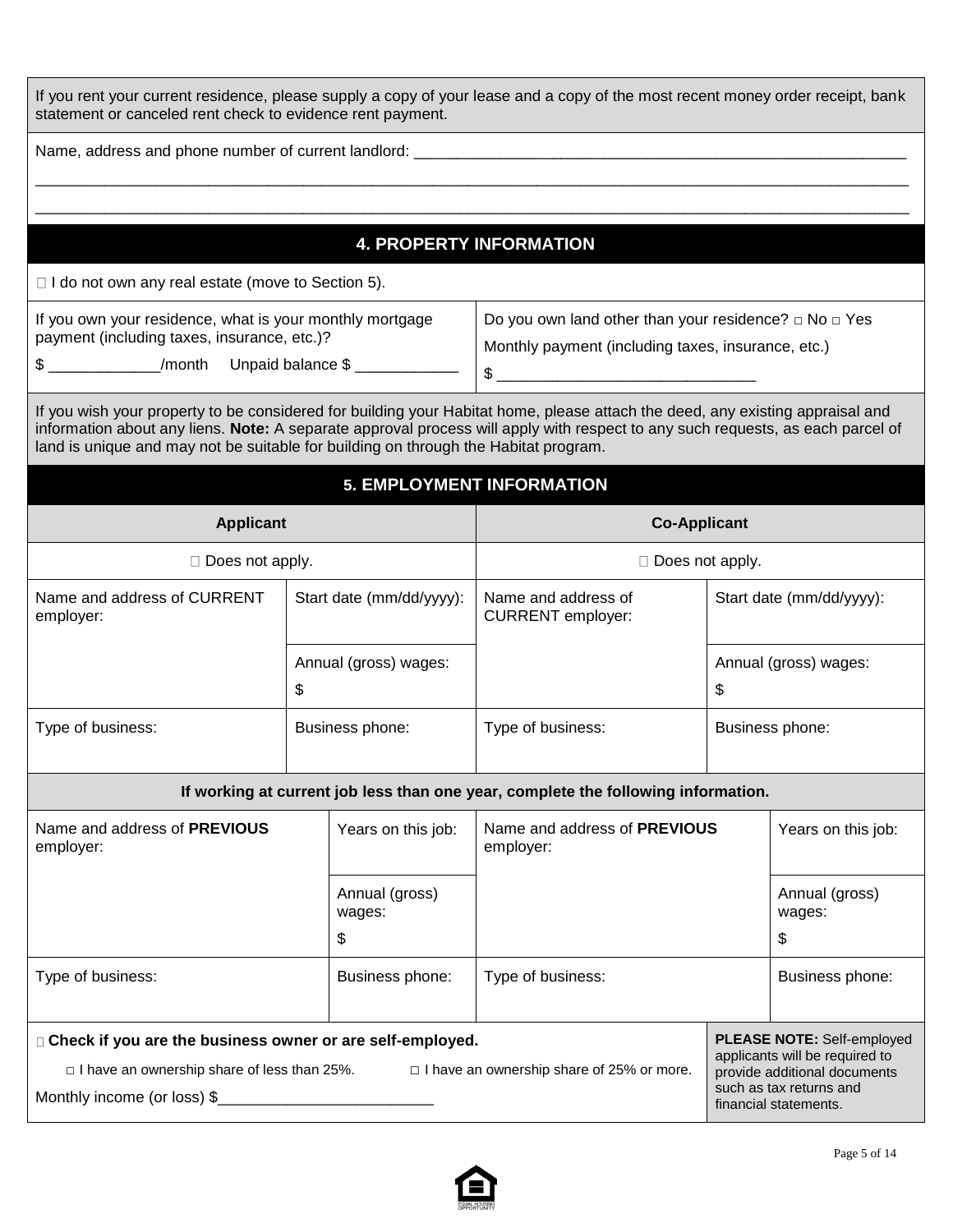If you rent your current residence, please supply a copy of your lease and a copy of the most recent money order receipt, bank statement or canceled rent check to evidence rent payment.

Name, address and phone number of current landlord: ___________________________________________________________

_____________________________________________________________________________________________________

_____________________________________________________________________________________________________

## 4. PROPERTY INFORMATION

☐ I do not own any real estate (move to Section 5).

| If you own your residence, what is your monthly mortgage payment (including taxes, insurance, etc.)? | Do you own land other than your residence? ☐ No ☐ Yes |
|---|---|
| $ _____________/month Unpaid balance $ ____________ | Monthly payment (including taxes, insurance, etc.) $ ______________________________ |

If you wish your property to be considered for building your Habitat home, please attach the deed, any existing appraisal and information about any liens. **Note:** A separate approval process will apply with respect to any such requests, as each parcel of land is unique and may not be suitable for building on through the Habitat program.

## 5. EMPLOYMENT INFORMATION

| **Applicant** | | **Co-Applicant** | |
|---|---|---|---|
| ☐ Does not apply. | | ☐ Does not apply. | |
| Name and address of CURRENT employer: | Start date (mm/dd/yyyy): | Name and address of CURRENT employer: | Start date (mm/dd/yyyy): |
| | Annual (gross) wages: $ | | Annual (gross) wages: $ |
| Type of business: | Business phone: | Type of business: | Business phone: |

**If working at current job less than one year, complete the following information.**

| Name and address of **PREVIOUS** employer: | Years on this job: | Name and address of **PREVIOUS** employer: | Years on this job: |
|---|---|---|---|
| | Annual (gross) wages: $ | | Annual (gross) wages: $ |
| Type of business: | Business phone: | Type of business: | Business phone: |

☐ **Check if you are the business owner or are self-employed.**

☐ I have an ownership share of less than 25%. ☐ I have an ownership share of 25% or more.

Monthly income (or loss) $_________________________

**PLEASE NOTE:** Self-employed applicants will be required to provide additional documents such as tax returns and financial statements.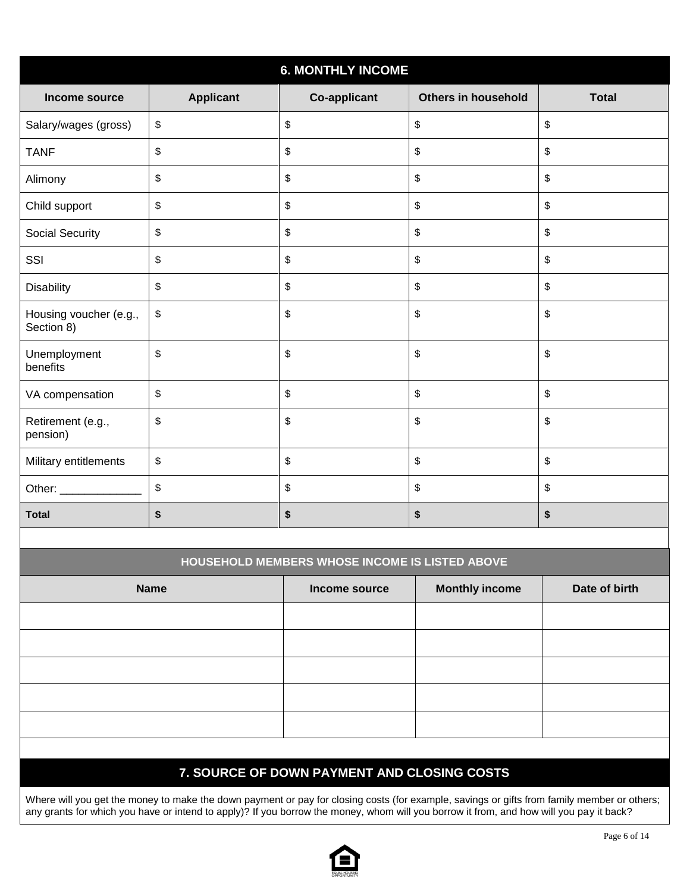## 6. MONTHLY INCOME

| Income source | Applicant | Co-applicant | Others in household | Total |
|---|---|---|---|---|
| Salary/wages (gross) | $ | $ | $ | $ |
| TANF | $ | $ | $ | $ |
| Alimony | $ | $ | $ | $ |
| Child support | $ | $ | $ | $ |
| Social Security | $ | $ | $ | $ |
| SSI | $ | $ | $ | $ |
| Disability | $ | $ | $ | $ |
| Housing voucher (e.g., Section 8) | $ | $ | $ | $ |
| Unemployment benefits | $ | $ | $ | $ |
| VA compensation | $ | $ | $ | $ |
| Retirement (e.g., pension) | $ | $ | $ | $ |
| Military entitlements | $ | $ | $ | $ |
| Other: _____________ | $ | $ | $ | $ |
| **Total** | **$** | **$** | **$** | **$** |

### HOUSEHOLD MEMBERS WHOSE INCOME IS LISTED ABOVE

| Name | Income source | Monthly income | Date of birth |
|---|---|---|---|
| | | | |
| | | | |
| | | | |
| | | | |
| | | | |

## 7. SOURCE OF DOWN PAYMENT AND CLOSING COSTS

Where will you get the money to make the down payment or pay for closing costs (for example, savings or gifts from family member or others; any grants for which you have or intend to apply)? If you borrow the money, whom will you borrow it from, and how will you pay it back?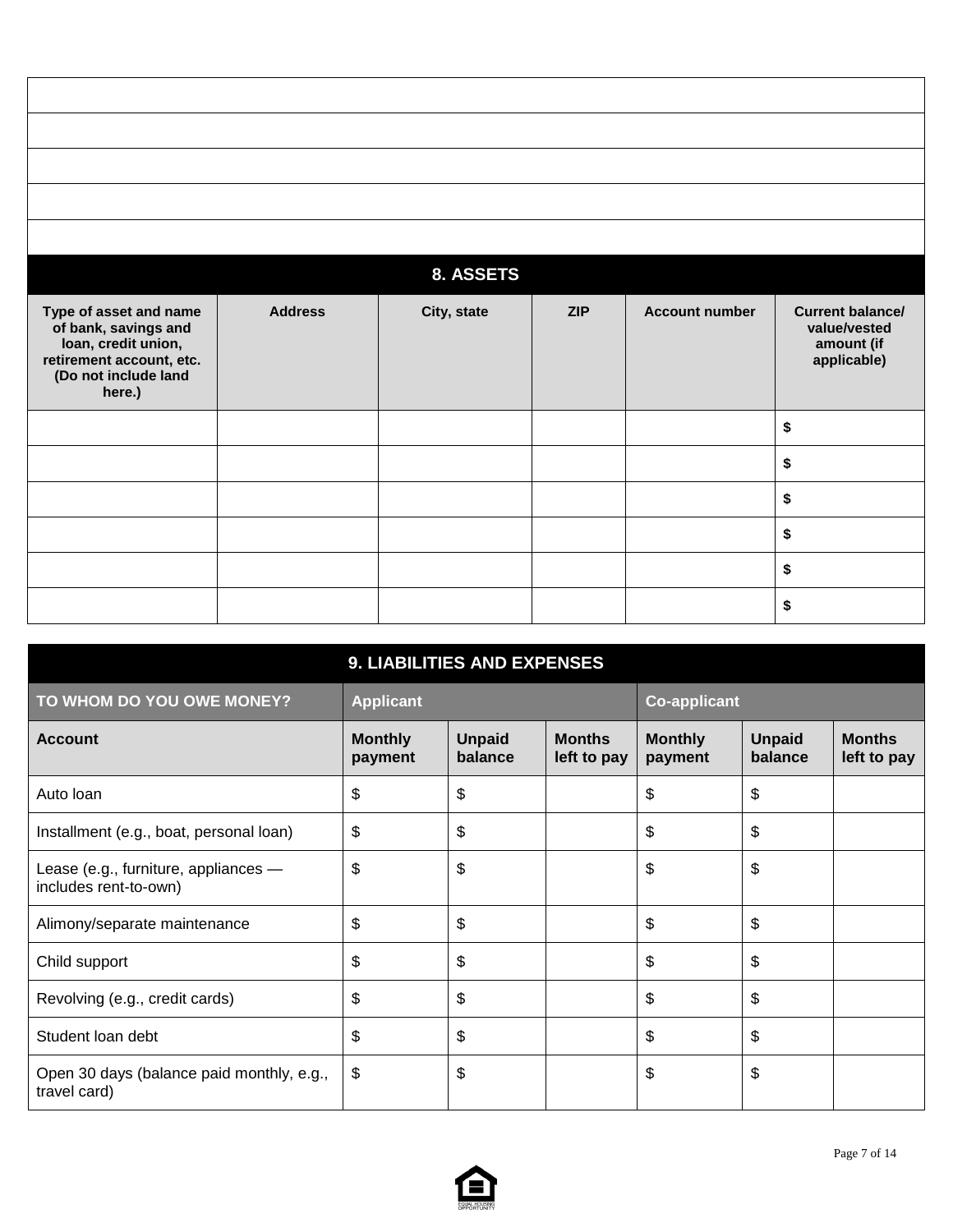| |
|---|
| |
| |
| |
| |
| |

## 8. ASSETS

| Type of asset and name of bank, savings and loan, credit union, retirement account, etc. (Do not include land here.) | Address | City, state | ZIP | Account number | Current balance/ value/vested amount (if applicable) |
|---|---|---|---|---|---|
| | | | | | $ |
| | | | | | $ |
| | | | | | $ |
| | | | | | $ |
| | | | | | $ |
| | | | | | $ |

## 9. LIABILITIES AND EXPENSES

| TO WHOM DO YOU OWE MONEY? | Applicant | | | Co-applicant | | |
|---|---|---|---|---|---|---|
| **Account** | **Monthly payment** | **Unpaid balance** | **Months left to pay** | **Monthly payment** | **Unpaid balance** | **Months left to pay** |
| Auto loan | $ | $ | | $ | $ | |
| Installment (e.g., boat, personal loan) | $ | $ | | $ | $ | |
| Lease (e.g., furniture, appliances — includes rent-to-own) | $ | $ | | $ | $ | |
| Alimony/separate maintenance | $ | $ | | $ | $ | |
| Child support | $ | $ | | $ | $ | |
| Revolving (e.g., credit cards) | $ | $ | | $ | $ | |
| Student loan debt | $ | $ | | $ | $ | |
| Open 30 days (balance paid monthly, e.g., travel card) | $ | $ | | $ | $ | |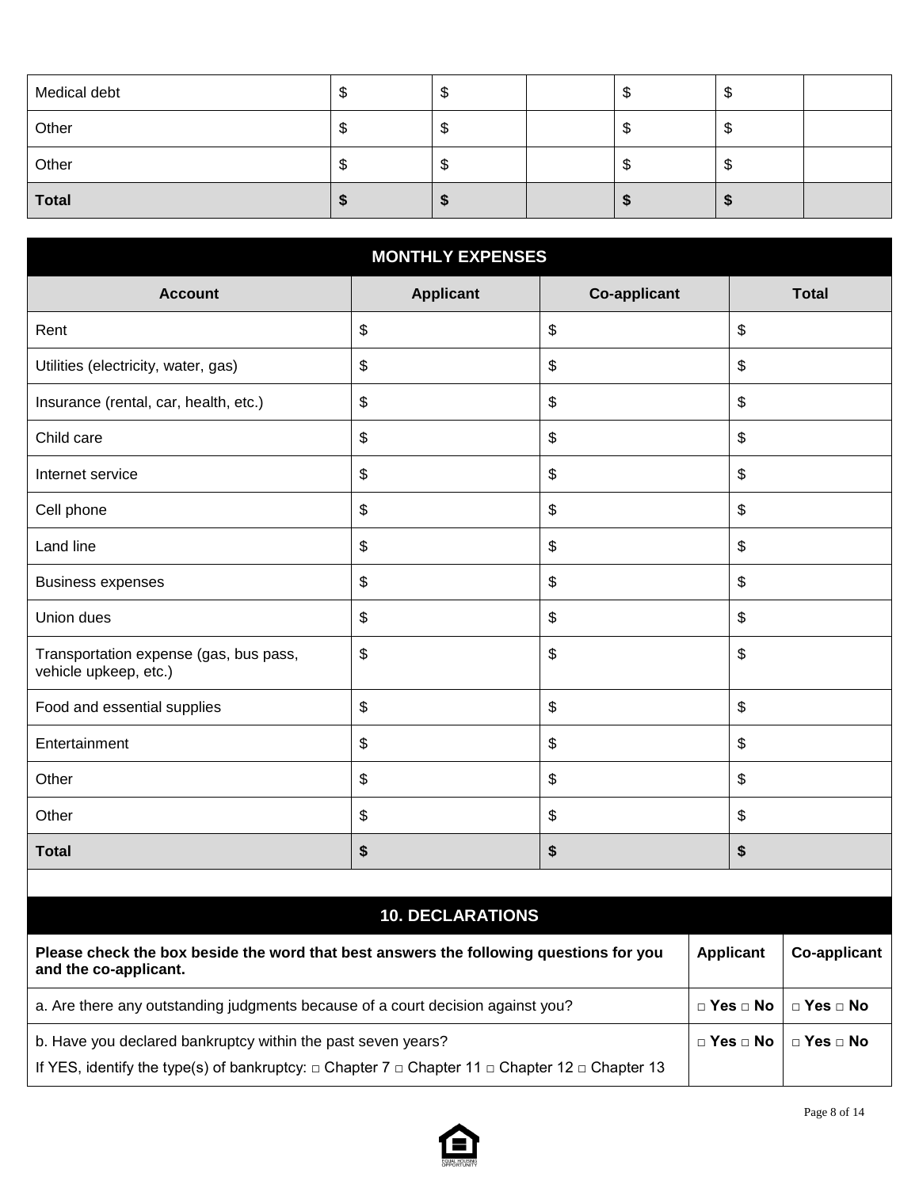| | | | | | | |
|---|---|---|---|---|---|---|
| Medical debt | $ | $ | | $ | $ | |
| Other | $ | $ | | $ | $ | |
| Other | $ | $ | | $ | $ | |
| **Total** | **$** | **$** | | **$** | **$** | |

## MONTHLY EXPENSES

| Account | Applicant | Co-applicant | Total |
|---|---|---|---|
| Rent | $ | $ | $ |
| Utilities (electricity, water, gas) | $ | $ | $ |
| Insurance (rental, car, health, etc.) | $ | $ | $ |
| Child care | $ | $ | $ |
| Internet service | $ | $ | $ |
| Cell phone | $ | $ | $ |
| Land line | $ | $ | $ |
| Business expenses | $ | $ | $ |
| Union dues | $ | $ | $ |
| Transportation expense (gas, bus pass, vehicle upkeep, etc.) | $ | $ | $ |
| Food and essential supplies | $ | $ | $ |
| Entertainment | $ | $ | $ |
| Other | $ | $ | $ |
| Other | $ | $ | $ |
| **Total** | **$** | **$** | **$** |

## 10. DECLARATIONS

| Please check the box beside the word that best answers the following questions for you and the co-applicant. | Applicant | Co-applicant |
|---|---|---|
| a. Are there any outstanding judgments because of a court decision against you? | □ **Yes** □ **No** | □ **Yes** □ **No** |
| b. Have you declared bankruptcy within the past seven years?<br>If YES, identify the type(s) of bankruptcy: □ Chapter 7 □ Chapter 11 □ Chapter 12 □ Chapter 13 | □ **Yes** □ **No** | □ **Yes** □ **No** |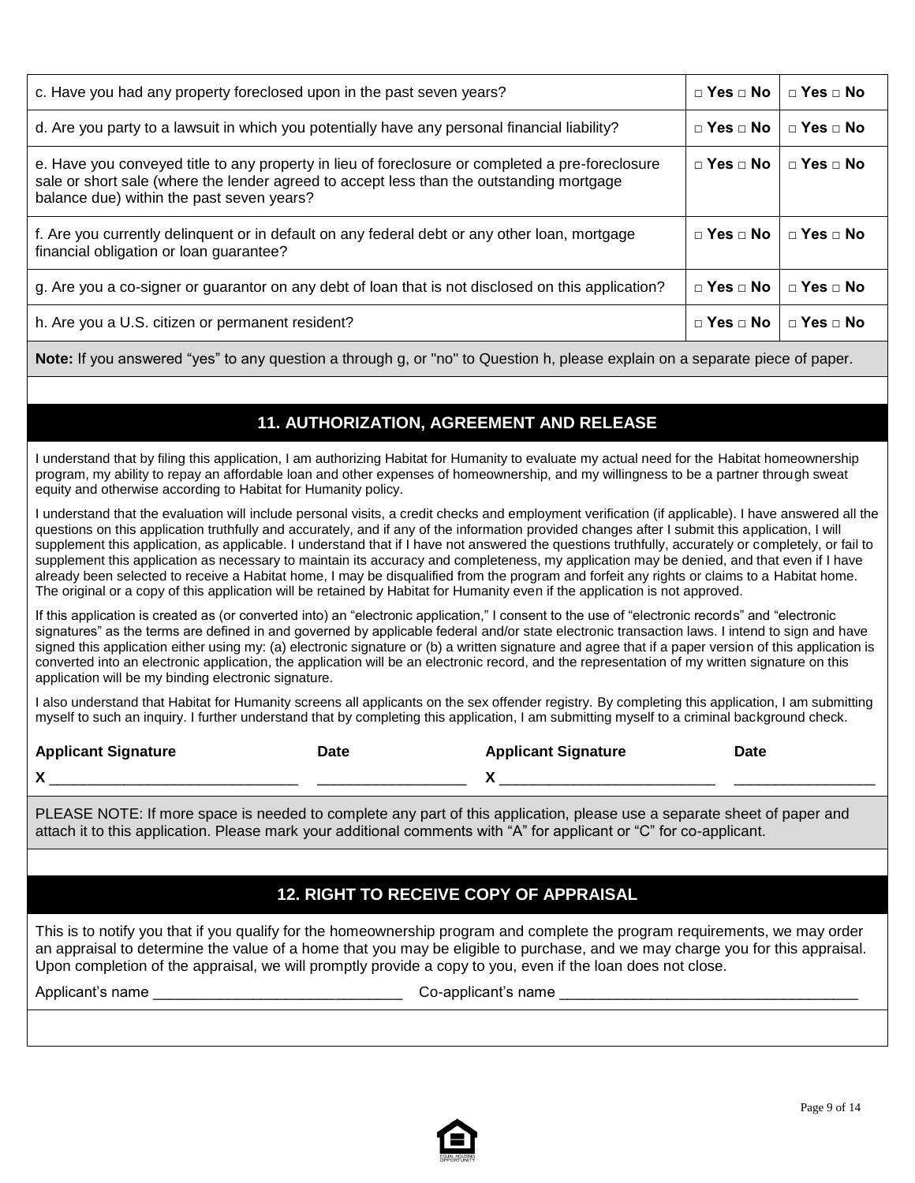| | | |
|---|---|---|
| c. Have you had any property foreclosed upon in the past seven years? | □ **Yes** □ **No** | □ **Yes** □ **No** |
| d. Are you party to a lawsuit in which you potentially have any personal financial liability? | □ **Yes** □ **No** | □ **Yes** □ **No** |
| e. Have you conveyed title to any property in lieu of foreclosure or completed a pre-foreclosure sale or short sale (where the lender agreed to accept less than the outstanding mortgage balance due) within the past seven years? | □ **Yes** □ **No** | □ **Yes** □ **No** |
| f. Are you currently delinquent or in default on any federal debt or any other loan, mortgage financial obligation or loan guarantee? | □ **Yes** □ **No** | □ **Yes** □ **No** |
| g. Are you a co-signer or guarantor on any debt of loan that is not disclosed on this application? | □ **Yes** □ **No** | □ **Yes** □ **No** |
| h. Are you a U.S. citizen or permanent resident? | □ **Yes** □ **No** | □ **Yes** □ **No** |

**Note:** If you answered "yes" to any question a through g, or "no" to Question h, please explain on a separate piece of paper.

## 11. AUTHORIZATION, AGREEMENT AND RELEASE

I understand that by filing this application, I am authorizing Habitat for Humanity to evaluate my actual need for the Habitat homeownership program, my ability to repay an affordable loan and other expenses of homeownership, and my willingness to be a partner through sweat equity and otherwise according to Habitat for Humanity policy.

I understand that the evaluation will include personal visits, a credit checks and employment verification (if applicable). I have answered all the questions on this application truthfully and accurately, and if any of the information provided changes after I submit this application, I will supplement this application, as applicable. I understand that if I have not answered the questions truthfully, accurately or completely, or fail to supplement this application as necessary to maintain its accuracy and completeness, my application may be denied, and that even if I have already been selected to receive a Habitat home, I may be disqualified from the program and forfeit any rights or claims to a Habitat home. The original or a copy of this application will be retained by Habitat for Humanity even if the application is not approved.

If this application is created as (or converted into) an "electronic application," I consent to the use of "electronic records" and "electronic signatures" as the terms are defined in and governed by applicable federal and/or state electronic transaction laws. I intend to sign and have signed this application either using my: (a) electronic signature or (b) a written signature and agree that if a paper version of this application is converted into an electronic application, the application will be an electronic record, and the representation of my written signature on this application will be my binding electronic signature.

I also understand that Habitat for Humanity screens all applicants on the sex offender registry. By completing this application, I am submitting myself to such an inquiry. I further understand that by completing this application, I am submitting myself to a criminal background check.

| **Applicant Signature** | **Date** | **Applicant Signature** | **Date** |
|---|---|---|---|
| **X** ______________________________ | __________________ | **X** __________________________ | _________________ |

PLEASE NOTE: If more space is needed to complete any part of this application, please use a separate sheet of paper and attach it to this application. Please mark your additional comments with "A" for applicant or "C" for co-applicant.

## 12. RIGHT TO RECEIVE COPY OF APPRAISAL

This is to notify you that if you qualify for the homeownership program and complete the program requirements, we may order an appraisal to determine the value of a home that you may be eligible to purchase, and we may charge you for this appraisal. Upon completion of the appraisal, we will promptly provide a copy to you, even if the loan does not close.

Applicant's name ______________________________ Co-applicant's name ____________________________________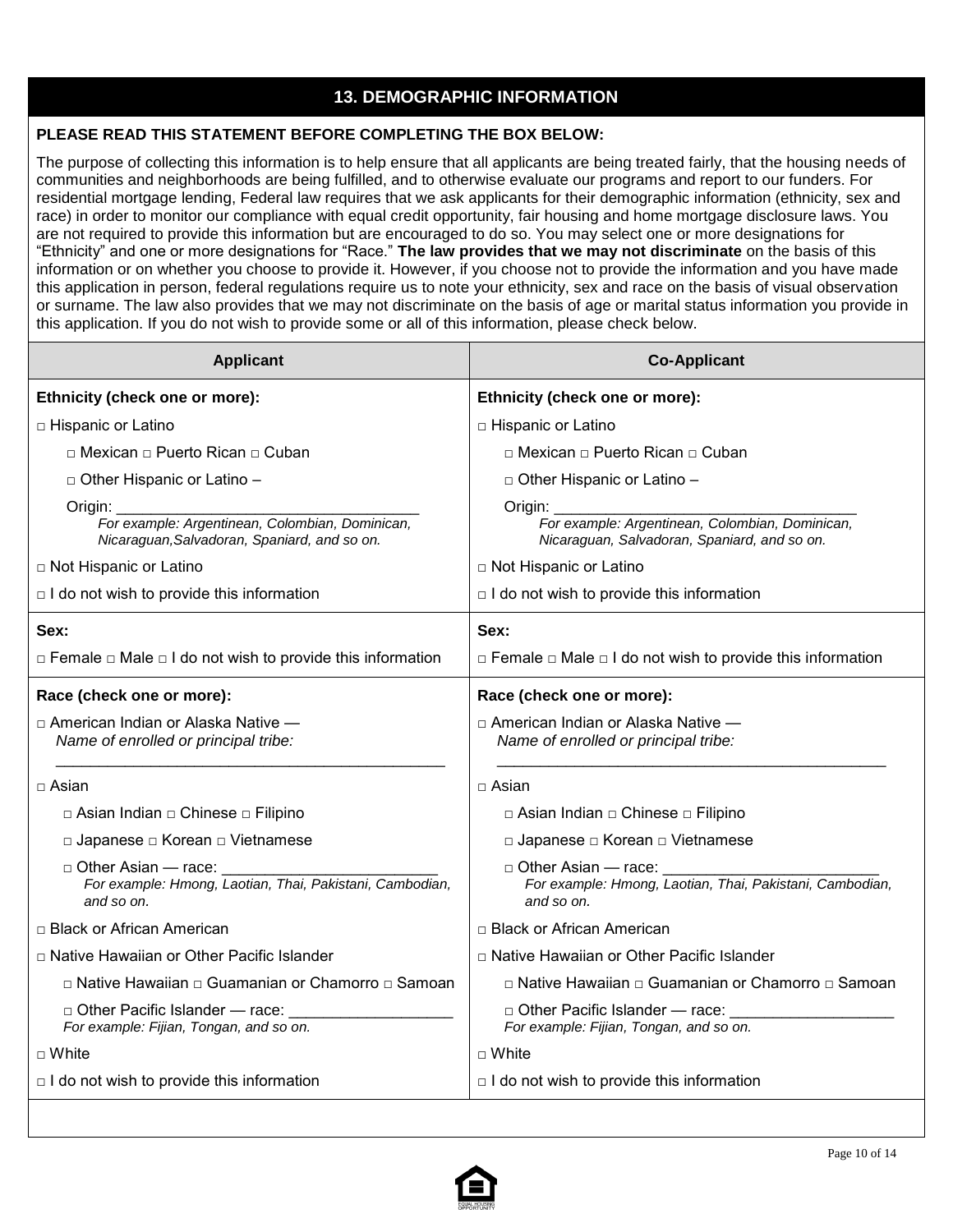## 13. DEMOGRAPHIC INFORMATION

**PLEASE READ THIS STATEMENT BEFORE COMPLETING THE BOX BELOW:**

The purpose of collecting this information is to help ensure that all applicants are being treated fairly, that the housing needs of communities and neighborhoods are being fulfilled, and to otherwise evaluate our programs and report to our funders. For residential mortgage lending, Federal law requires that we ask applicants for their demographic information (ethnicity, sex and race) in order to monitor our compliance with equal credit opportunity, fair housing and home mortgage disclosure laws. You are not required to provide this information but are encouraged to do so. You may select one or more designations for "Ethnicity" and one or more designations for "Race." **The law provides that we may not discriminate** on the basis of this information or on whether you choose to provide it. However, if you choose not to provide the information and you have made this application in person, federal regulations require us to note your ethnicity, sex and race on the basis of visual observation or surname. The law also provides that we may not discriminate on the basis of age or marital status information you provide in this application. If you do not wish to provide some or all of this information, please check below.

| Applicant | Co-Applicant |
|---|---|
| **Ethnicity (check one or more):** | **Ethnicity (check one or more):** |
| □ Hispanic or Latino | □ Hispanic or Latino |
| □ Mexican □ Puerto Rican □ Cuban | □ Mexican □ Puerto Rican □ Cuban |
| □ Other Hispanic or Latino – | □ Other Hispanic or Latino – |
| Origin: ________________________________ *For example: Argentinean, Colombian, Dominican, Nicaraguan,Salvadoran, Spaniard, and so on.* | Origin: ________________________________ *For example: Argentinean, Colombian, Dominican, Nicaraguan, Salvadoran, Spaniard, and so on.* |
| □ Not Hispanic or Latino | □ Not Hispanic or Latino |
| □ I do not wish to provide this information | □ I do not wish to provide this information |
| **Sex:** | **Sex:** |
| □ Female □ Male □ I do not wish to provide this information | □ Female □ Male □ I do not wish to provide this information |
| **Race (check one or more):** | **Race (check one or more):** |
| □ American Indian or Alaska Native — *Name of enrolled or principal tribe:* ________________________________ | □ American Indian or Alaska Native — *Name of enrolled or principal tribe:* ________________________________ |
| □ Asian | □ Asian |
| □ Asian Indian □ Chinese □ Filipino | □ Asian Indian □ Chinese □ Filipino |
| □ Japanese □ Korean □ Vietnamese | □ Japanese □ Korean □ Vietnamese |
| □ Other Asian — race: ________________________ *For example: Hmong, Laotian, Thai, Pakistani, Cambodian, and so on.* | □ Other Asian — race: ________________________ *For example: Hmong, Laotian, Thai, Pakistani, Cambodian, and so on.* |
| □ Black or African American | □ Black or African American |
| □ Native Hawaiian or Other Pacific Islander | □ Native Hawaiian or Other Pacific Islander |
| □ Native Hawaiian □ Guamanian or Chamorro □ Samoan | □ Native Hawaiian □ Guamanian or Chamorro □ Samoan |
| □ Other Pacific Islander — race: __________________ *For example: Fijian, Tongan, and so on.* | □ Other Pacific Islander — race: __________________ *For example: Fijian, Tongan, and so on.* |
| □ White | □ White |
| □ I do not wish to provide this information | □ I do not wish to provide this information |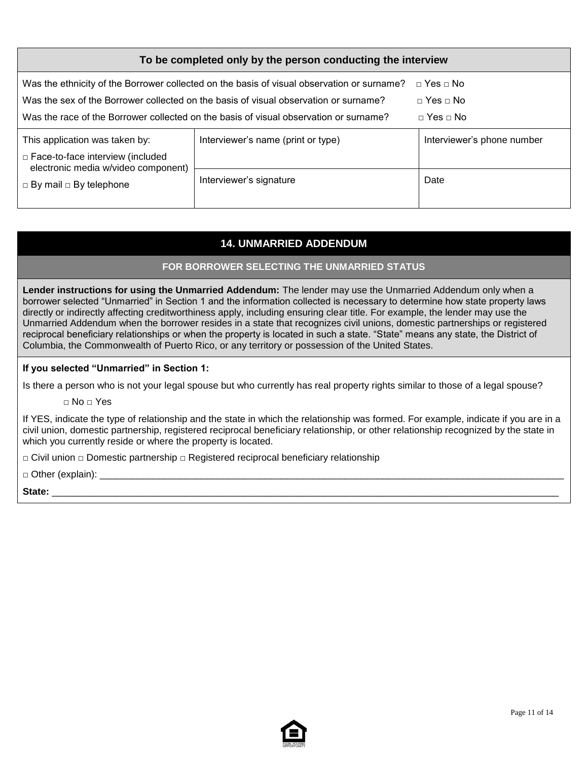| To be completed only by the person conducting the interview | | |
|---|---|---|
| Was the ethnicity of the Borrower collected on the basis of visual observation or surname? □ Yes □ No<br>Was the sex of the Borrower collected on the basis of visual observation or surname? □ Yes □ No<br>Was the race of the Borrower collected on the basis of visual observation or surname? □ Yes □ No | | |
| This application was taken by:<br>□ Face-to-face interview (included electronic media w/video component)<br>□ By mail □ By telephone | Interviewer's name (print or type)<br><br>Interviewer's signature | Interviewer's phone number<br><br>Date |

## 14. UNMARRIED ADDENDUM

### FOR BORROWER SELECTING THE UNMARRIED STATUS

**Lender instructions for using the Unmarried Addendum:** The lender may use the Unmarried Addendum only when a borrower selected "Unmarried" in Section 1 and the information collected is necessary to determine how state property laws directly or indirectly affecting creditworthiness apply, including ensuring clear title. For example, the lender may use the Unmarried Addendum when the borrower resides in a state that recognizes civil unions, domestic partnerships or registered reciprocal beneficiary relationships or when the property is located in such a state. "State" means any state, the District of Columbia, the Commonwealth of Puerto Rico, or any territory or possession of the United States.

**If you selected "Unmarried" in Section 1:**

Is there a person who is not your legal spouse but who currently has real property rights similar to those of a legal spouse?

□ No □ Yes

If YES, indicate the type of relationship and the state in which the relationship was formed. For example, indicate if you are in a civil union, domestic partnership, registered reciprocal beneficiary relationship, or other relationship recognized by the state in which you currently reside or where the property is located.

□ Civil union □ Domestic partnership □ Registered reciprocal beneficiary relationship

□ Other (explain): ______________________________________________________________________________

**State:** ______________________________________________________________________________________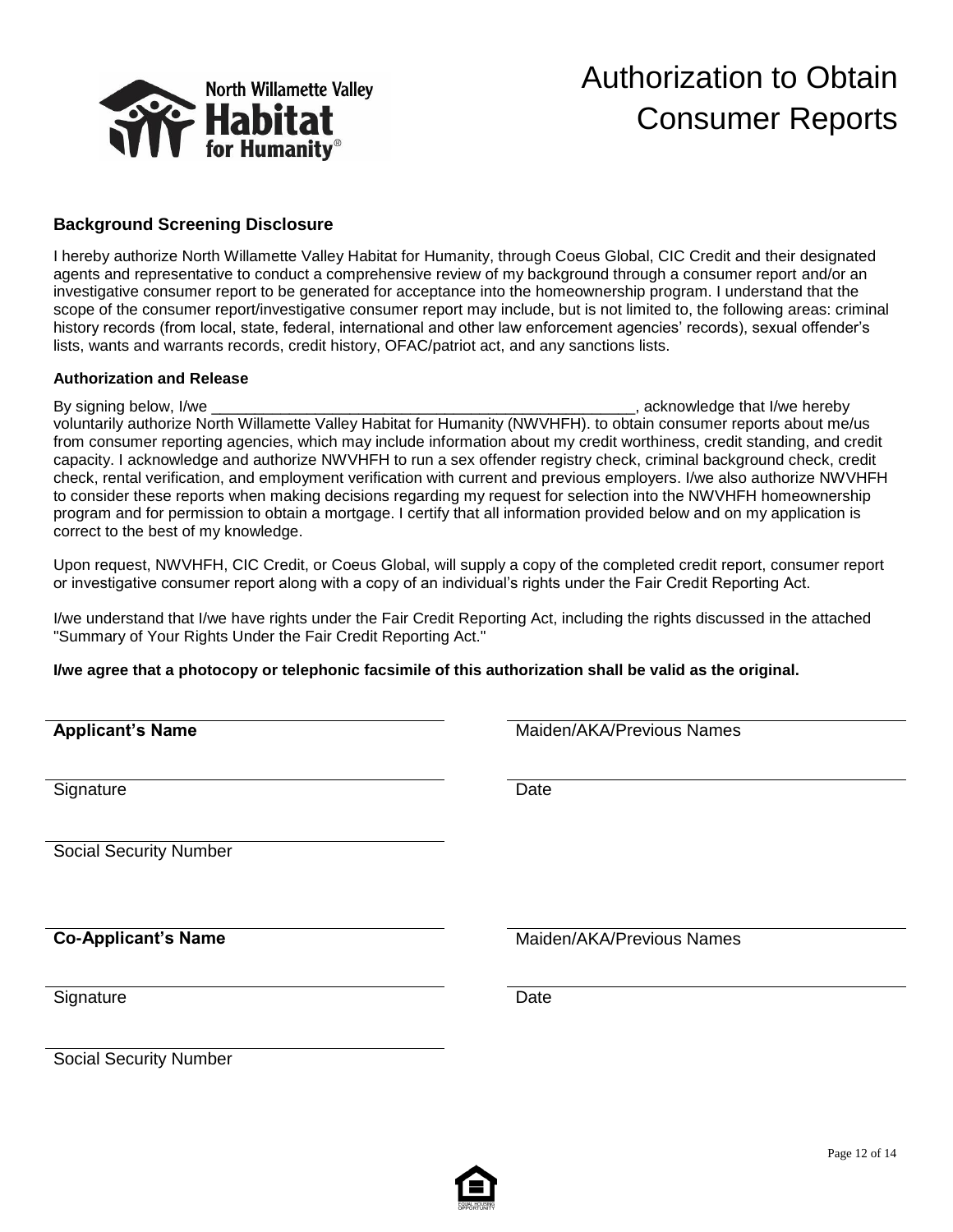# Authorization to Obtain Consumer Reports

**Background Screening Disclosure**

I hereby authorize North Willamette Valley Habitat for Humanity, through Coeus Global, CIC Credit and their designated agents and representative to conduct a comprehensive review of my background through a consumer report and/or an investigative consumer report to be generated for acceptance into the homeownership program. I understand that the scope of the consumer report/investigative consumer report may include, but is not limited to, the following areas: criminal history records (from local, state, federal, international and other law enforcement agencies' records), sexual offender's lists, wants and warrants records, credit history, OFAC/patriot act, and any sanctions lists.

**Authorization and Release**

By signing below, I/we ____________________________________________________, acknowledge that I/we hereby voluntarily authorize North Willamette Valley Habitat for Humanity (NWVHFH). to obtain consumer reports about me/us from consumer reporting agencies, which may include information about my credit worthiness, credit standing, and credit capacity. I acknowledge and authorize NWVHFH to run a sex offender registry check, criminal background check, credit check, rental verification, and employment verification with current and previous employers. I/we also authorize NWVHFH to consider these reports when making decisions regarding my request for selection into the NWVHFH homeownership program and for permission to obtain a mortgage. I certify that all information provided below and on my application is correct to the best of my knowledge.

Upon request, NWVHFH, CIC Credit, or Coeus Global, will supply a copy of the completed credit report, consumer report or investigative consumer report along with a copy of an individual's rights under the Fair Credit Reporting Act.

I/we understand that I/we have rights under the Fair Credit Reporting Act, including the rights discussed in the attached "Summary of Your Rights Under the Fair Credit Reporting Act."

**I/we agree that a photocopy or telephonic facsimile of this authorization shall be valid as the original.**

______________________________
**Applicant's Name**

______________________________
Maiden/AKA/Previous Names

______________________________
Signature

______________________________
Date

______________________________
Social Security Number

______________________________
**Co-Applicant's Name**

______________________________
Maiden/AKA/Previous Names

______________________________
Signature

______________________________
Date

______________________________
Social Security Number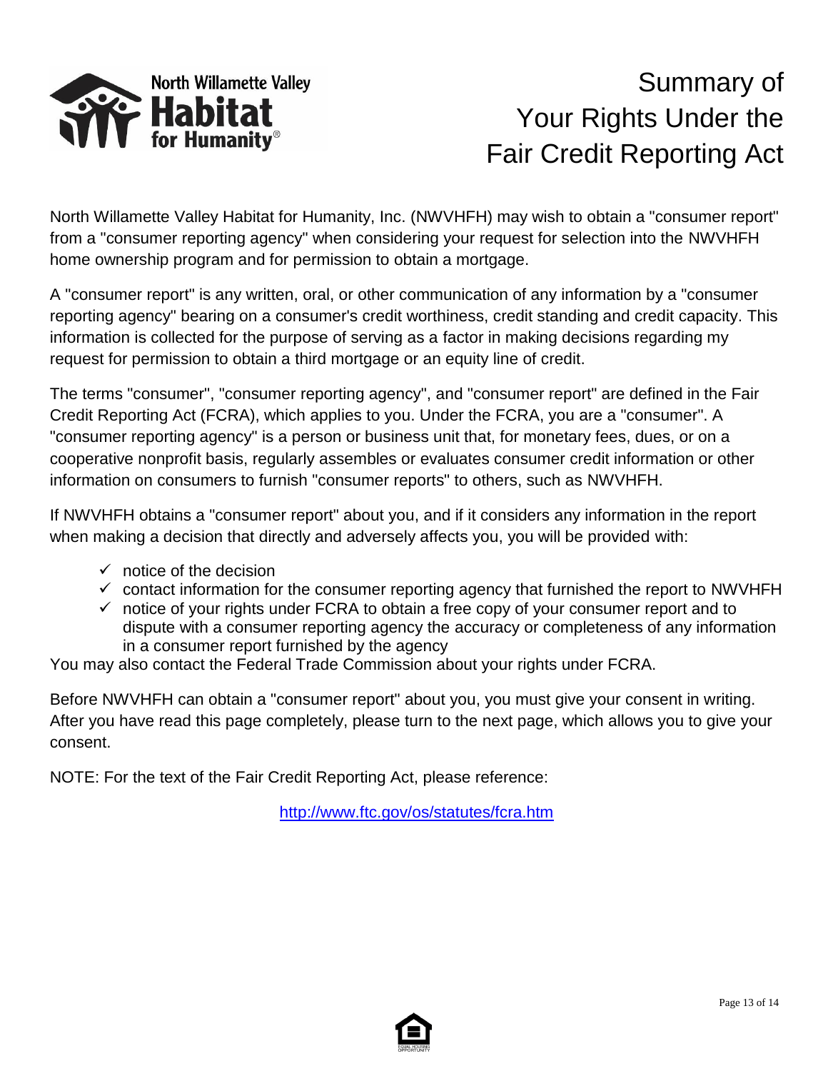North Willamette Valley Habitat for Humanity®

# Summary of Your Rights Under the Fair Credit Reporting Act

North Willamette Valley Habitat for Humanity, Inc. (NWVHFH) may wish to obtain a "consumer report" from a "consumer reporting agency" when considering your request for selection into the NWVHFH home ownership program and for permission to obtain a mortgage.

A "consumer report" is any written, oral, or other communication of any information by a "consumer reporting agency" bearing on a consumer's credit worthiness, credit standing and credit capacity. This information is collected for the purpose of serving as a factor in making decisions regarding my request for permission to obtain a third mortgage or an equity line of credit.

The terms "consumer", "consumer reporting agency", and "consumer report" are defined in the Fair Credit Reporting Act (FCRA), which applies to you. Under the FCRA, you are a "consumer". A "consumer reporting agency" is a person or business unit that, for monetary fees, dues, or on a cooperative nonprofit basis, regularly assembles or evaluates consumer credit information or other information on consumers to furnish "consumer reports" to others, such as NWVHFH.

If NWVHFH obtains a "consumer report" about you, and if it considers any information in the report when making a decision that directly and adversely affects you, you will be provided with:

- ✓ notice of the decision
- ✓ contact information for the consumer reporting agency that furnished the report to NWVHFH
- ✓ notice of your rights under FCRA to obtain a free copy of your consumer report and to dispute with a consumer reporting agency the accuracy or completeness of any information in a consumer report furnished by the agency

You may also contact the Federal Trade Commission about your rights under FCRA.

Before NWVHFH can obtain a "consumer report" about you, you must give your consent in writing. After you have read this page completely, please turn to the next page, which allows you to give your consent.

NOTE: For the text of the Fair Credit Reporting Act, please reference:

http://www.ftc.gov/os/statutes/fcra.htm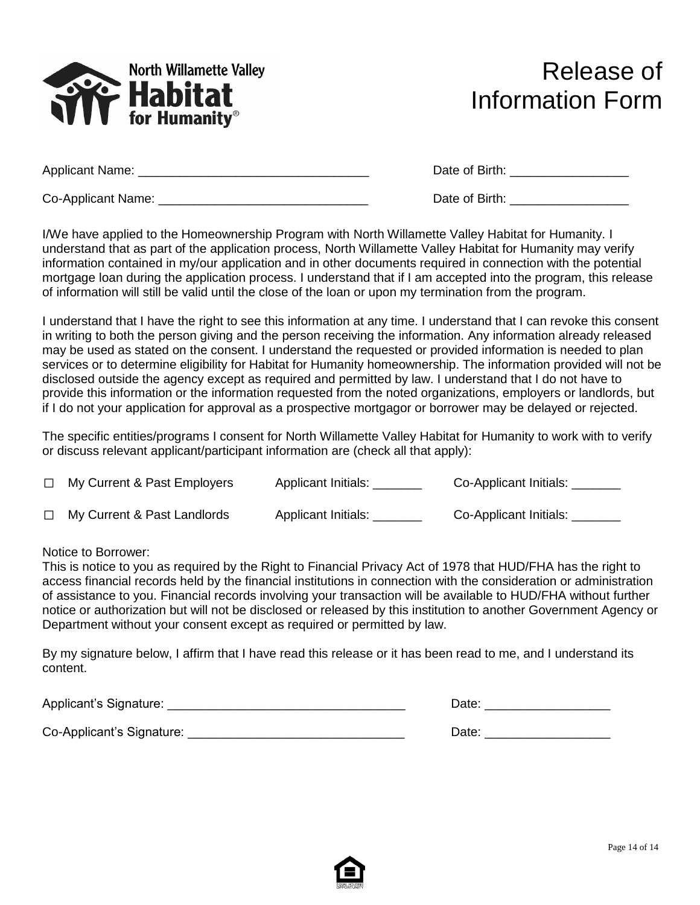North Willamette Valley Habitat for Humanity®

# Release of Information Form

Applicant Name: ________________________________ Date of Birth: _________________

Co-Applicant Name: ______________________________ Date of Birth: _________________

I/We have applied to the Homeownership Program with North Willamette Valley Habitat for Humanity. I understand that as part of the application process, North Willamette Valley Habitat for Humanity may verify information contained in my/our application and in other documents required in connection with the potential mortgage loan during the application process. I understand that if I am accepted into the program, this release of information will still be valid until the close of the loan or upon my termination from the program.

I understand that I have the right to see this information at any time. I understand that I can revoke this consent in writing to both the person giving and the person receiving the information. Any information already released may be used as stated on the consent. I understand the requested or provided information is needed to plan services or to determine eligibility for Habitat for Humanity homeownership. The information provided will not be disclosed outside the agency except as required and permitted by law. I understand that I do not have to provide this information or the information requested from the noted organizations, employers or landlords, but if I do not your application for approval as a prospective mortgagor or borrower may be delayed or rejected.

The specific entities/programs I consent for North Willamette Valley Habitat for Humanity to work with to verify or discuss relevant applicant/participant information are (check all that apply):

☐ My Current & Past Employers Applicant Initials: _______ Co-Applicant Initials: _______

☐ My Current & Past Landlords Applicant Initials: _______ Co-Applicant Initials: _______

Notice to Borrower:
This is notice to you as required by the Right to Financial Privacy Act of 1978 that HUD/FHA has the right to access financial records held by the financial institutions in connection with the consideration or administration of assistance to you. Financial records involving your transaction will be available to HUD/FHA without further notice or authorization but will not be disclosed or released by this institution to another Government Agency or Department without your consent except as required or permitted by law.

By my signature below, I affirm that I have read this release or it has been read to me, and I understand its content.

Applicant's Signature: __________________________________ Date: __________________

Co-Applicant's Signature: _______________________________ Date: __________________

EQUAL HOUSING OPPORTUNITY